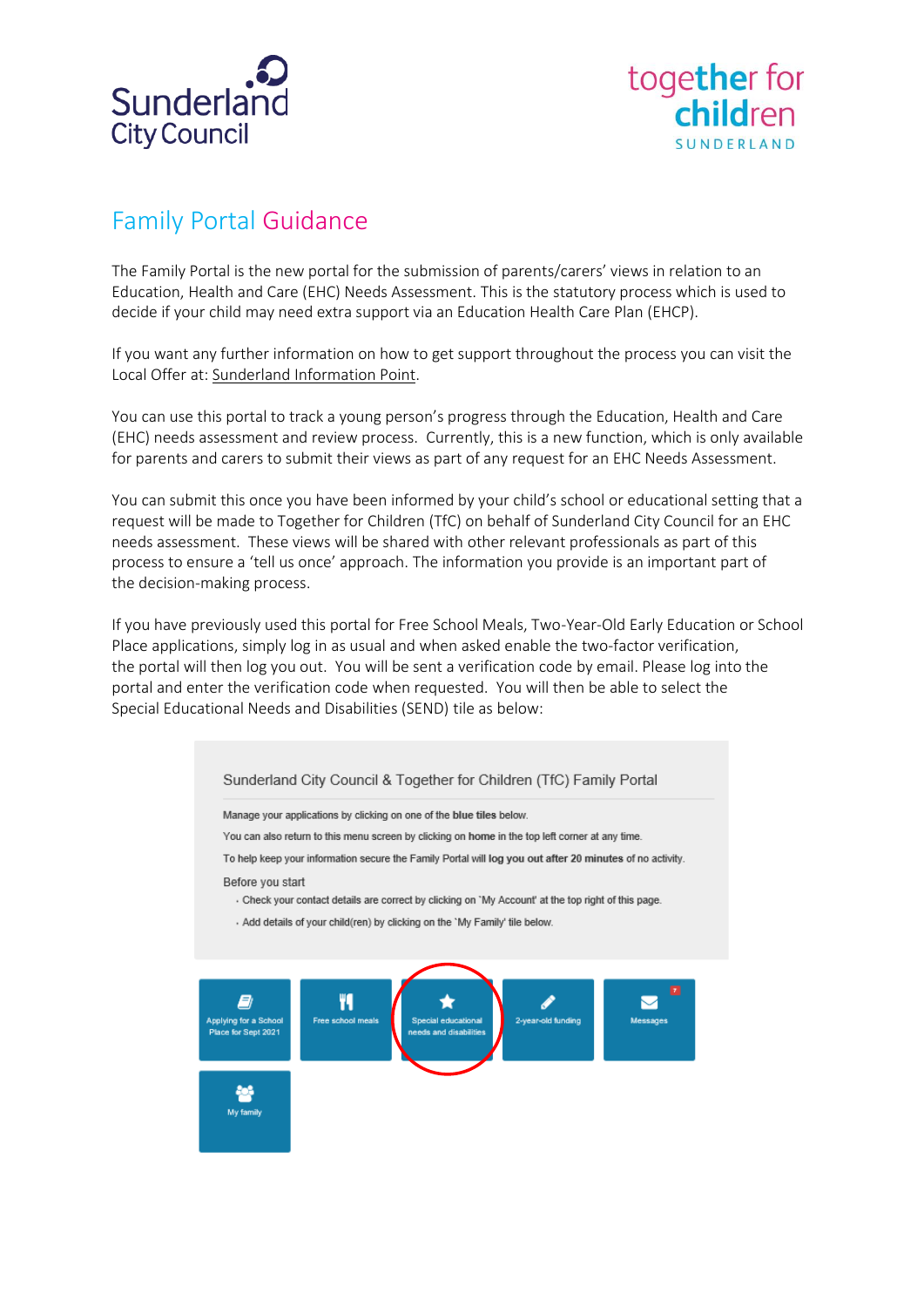# Family Portal Guidance

The Family Portal is the new portal for the submission of parents/carers' views in relation to an Education, Health and Care (EHC) Needs Assessment. This is the statutory process which is used to decide if your child may need extra support via an Education Health Care Plan (EHCP).

If you want any further information on how to get support throughout the process you can visit the Local Offer at: Sunderland Information Point.

You can use this portal to track a young person's progress through the Education, Health and Care (EHC) needs assessment and review process. Currently, this is a new function, which is only available for parents and carers to submit their views as part of any request for an EHC Needs Assessment.

You can submit this once you have been informed by your child's school or educational setting that a request will be made to Together for Children (TfC) on behalf of Sunderland City Council for an EHC needs assessment. These views will be shared with other relevant professionals as part of this process to ensure a 'tell us once' approach. The information you provide is an important part of the decision-making process.

If you have previously used this portal for Free School Meals, Two-Year-Old Early Education or School Place applications, simply log in as usual and when asked enable the two-factor verification, the portal will then log you out. You will be sent a verification code by email. Please log into the portal and enter the verification code when requested. You will then be able to select the Special Educational Needs and Disabilities (SEND) tile as below:

Sunderland City Council & Together for Children (TfC) Family Portal

Manage your applications by clicking on one of the **blue tiles** below.

You can also return to this menu screen by clicking on **home** in the top left corner at any time.

To help keep your information secure the Family Portal will **log you out after 20 minutes** of no activity.

Before you start

- Check your contact details are correct by clicking on 'My Account' at the top right of this page.
- Add details of your child(ren) by clicking on the 'My Family' tile below.

Applying for a School Place for Sept 2021 | Free school meals | Special educational needs and disabilities | 2-year-old funding | Messages | My family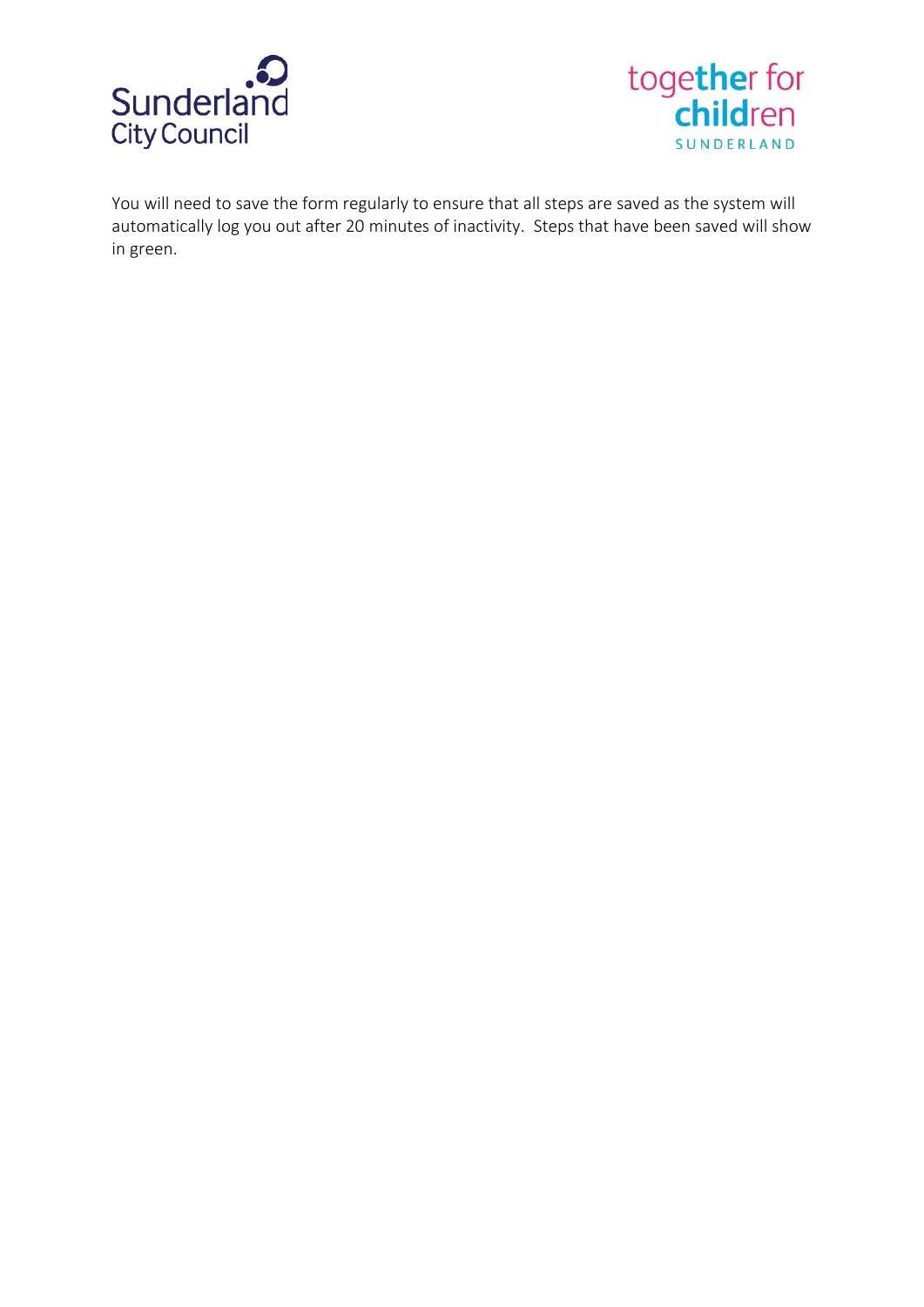You will need to save the form regularly to ensure that all steps are saved as the system will automatically log you out after 20 minutes of inactivity. Steps that have been saved will show in green.